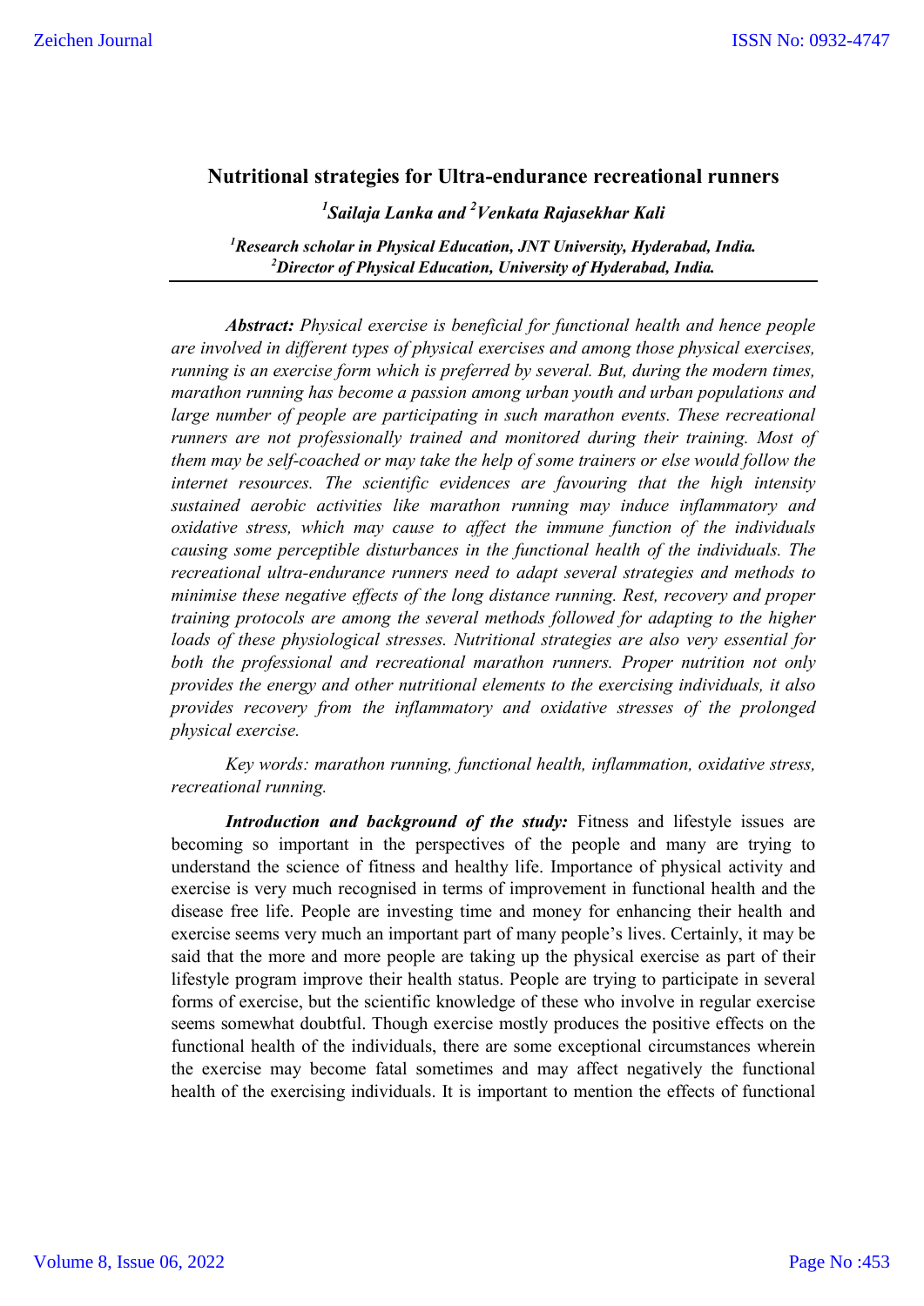# Nutritional strategies for Ultra-endurance recreational runners

***[1]Sailaja Lanka and [2]Venkata Rajasekhar Kali***

***[1]Research scholar in Physical Education, JNT University, Hyderabad, India.***
***[2]Director of Physical Education, University of Hyderabad, India.***

***Abstract:*** *Physical exercise is beneficial for functional health and hence people are involved in different types of physical exercises and among those physical exercises, running is an exercise form which is preferred by several. But, during the modern times, marathon running has become a passion among urban youth and urban populations and large number of people are participating in such marathon events. These recreational runners are not professionally trained and monitored during their training. Most of them may be self-coached or may take the help of some trainers or else would follow the internet resources. The scientific evidences are favouring that the high intensity sustained aerobic activities like marathon running may induce inflammatory and oxidative stress, which may cause to affect the immune function of the individuals causing some perceptible disturbances in the functional health of the individuals. The recreational ultra-endurance runners need to adapt several strategies and methods to minimise these negative effects of the long distance running. Rest, recovery and proper training protocols are among the several methods followed for adapting to the higher loads of these physiological stresses. Nutritional strategies are also very essential for both the professional and recreational marathon runners. Proper nutrition not only provides the energy and other nutritional elements to the exercising individuals, it also provides recovery from the inflammatory and oxidative stresses of the prolonged physical exercise.*

*Key words: marathon running, functional health, inflammation, oxidative stress, recreational running.*

***Introduction and background of the study:*** Fitness and lifestyle issues are becoming so important in the perspectives of the people and many are trying to understand the science of fitness and healthy life. Importance of physical activity and exercise is very much recognised in terms of improvement in functional health and the disease free life. People are investing time and money for enhancing their health and exercise seems very much an important part of many people's lives. Certainly, it may be said that the more and more people are taking up the physical exercise as part of their lifestyle program improve their health status. People are trying to participate in several forms of exercise, but the scientific knowledge of these who involve in regular exercise seems somewhat doubtful. Though exercise mostly produces the positive effects on the functional health of the individuals, there are some exceptional circumstances wherein the exercise may become fatal sometimes and may affect negatively the functional health of the exercising individuals. It is important to mention the effects of functional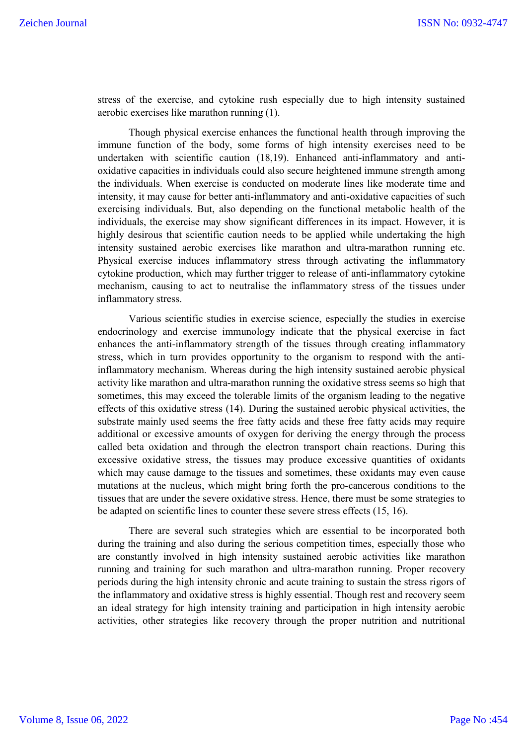stress of the exercise, and cytokine rush especially due to high intensity sustained aerobic exercises like marathon running (1).

Though physical exercise enhances the functional health through improving the immune function of the body, some forms of high intensity exercises need to be undertaken with scientific caution (18,19). Enhanced anti-inflammatory and anti-oxidative capacities in individuals could also secure heightened immune strength among the individuals. When exercise is conducted on moderate lines like moderate time and intensity, it may cause for better anti-inflammatory and anti-oxidative capacities of such exercising individuals. But, also depending on the functional metabolic health of the individuals, the exercise may show significant differences in its impact. However, it is highly desirous that scientific caution needs to be applied while undertaking the high intensity sustained aerobic exercises like marathon and ultra-marathon running etc. Physical exercise induces inflammatory stress through activating the inflammatory cytokine production, which may further trigger to release of anti-inflammatory cytokine mechanism, causing to act to neutralise the inflammatory stress of the tissues under inflammatory stress.

Various scientific studies in exercise science, especially the studies in exercise endocrinology and exercise immunology indicate that the physical exercise in fact enhances the anti-inflammatory strength of the tissues through creating inflammatory stress, which in turn provides opportunity to the organism to respond with the anti-inflammatory mechanism. Whereas during the high intensity sustained aerobic physical activity like marathon and ultra-marathon running the oxidative stress seems so high that sometimes, this may exceed the tolerable limits of the organism leading to the negative effects of this oxidative stress (14). During the sustained aerobic physical activities, the substrate mainly used seems the free fatty acids and these free fatty acids may require additional or excessive amounts of oxygen for deriving the energy through the process called beta oxidation and through the electron transport chain reactions. During this excessive oxidative stress, the tissues may produce excessive quantities of oxidants which may cause damage to the tissues and sometimes, these oxidants may even cause mutations at the nucleus, which might bring forth the pro-cancerous conditions to the tissues that are under the severe oxidative stress. Hence, there must be some strategies to be adapted on scientific lines to counter these severe stress effects (15, 16).

There are several such strategies which are essential to be incorporated both during the training and also during the serious competition times, especially those who are constantly involved in high intensity sustained aerobic activities like marathon running and training for such marathon and ultra-marathon running. Proper recovery periods during the high intensity chronic and acute training to sustain the stress rigors of the inflammatory and oxidative stress is highly essential. Though rest and recovery seem an ideal strategy for high intensity training and participation in high intensity aerobic activities, other strategies like recovery through the proper nutrition and nutritional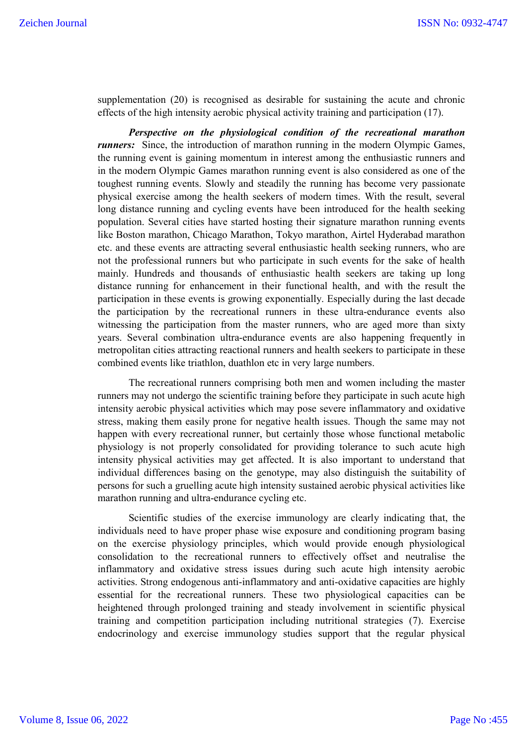supplementation (20) is recognised as desirable for sustaining the acute and chronic effects of the high intensity aerobic physical activity training and participation (17).

***Perspective on the physiological condition of the recreational marathon runners:*** Since, the introduction of marathon running in the modern Olympic Games, the running event is gaining momentum in interest among the enthusiastic runners and in the modern Olympic Games marathon running event is also considered as one of the toughest running events. Slowly and steadily the running has become very passionate physical exercise among the health seekers of modern times. With the result, several long distance running and cycling events have been introduced for the health seeking population. Several cities have started hosting their signature marathon running events like Boston marathon, Chicago Marathon, Tokyo marathon, Airtel Hyderabad marathon etc. and these events are attracting several enthusiastic health seeking runners, who are not the professional runners but who participate in such events for the sake of health mainly. Hundreds and thousands of enthusiastic health seekers are taking up long distance running for enhancement in their functional health, and with the result the participation in these events is growing exponentially. Especially during the last decade the participation by the recreational runners in these ultra-endurance events also witnessing the participation from the master runners, who are aged more than sixty years. Several combination ultra-endurance events are also happening frequently in metropolitan cities attracting reactional runners and health seekers to participate in these combined events like triathlon, duathlon etc in very large numbers.

The recreational runners comprising both men and women including the master runners may not undergo the scientific training before they participate in such acute high intensity aerobic physical activities which may pose severe inflammatory and oxidative stress, making them easily prone for negative health issues. Though the same may not happen with every recreational runner, but certainly those whose functional metabolic physiology is not properly consolidated for providing tolerance to such acute high intensity physical activities may get affected. It is also important to understand that individual differences basing on the genotype, may also distinguish the suitability of persons for such a gruelling acute high intensity sustained aerobic physical activities like marathon running and ultra-endurance cycling etc.

Scientific studies of the exercise immunology are clearly indicating that, the individuals need to have proper phase wise exposure and conditioning program basing on the exercise physiology principles, which would provide enough physiological consolidation to the recreational runners to effectively offset and neutralise the inflammatory and oxidative stress issues during such acute high intensity aerobic activities. Strong endogenous anti-inflammatory and anti-oxidative capacities are highly essential for the recreational runners. These two physiological capacities can be heightened through prolonged training and steady involvement in scientific physical training and competition participation including nutritional strategies (7). Exercise endocrinology and exercise immunology studies support that the regular physical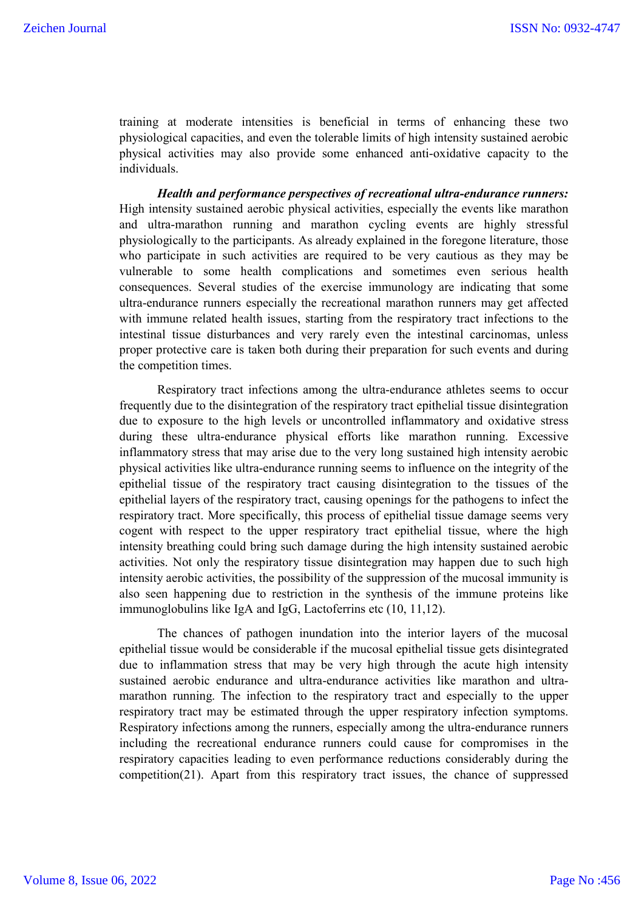training at moderate intensities is beneficial in terms of enhancing these two physiological capacities, and even the tolerable limits of high intensity sustained aerobic physical activities may also provide some enhanced anti-oxidative capacity to the individuals.

***Health and performance perspectives of recreational ultra-endurance runners:*** High intensity sustained aerobic physical activities, especially the events like marathon and ultra-marathon running and marathon cycling events are highly stressful physiologically to the participants. As already explained in the foregone literature, those who participate in such activities are required to be very cautious as they may be vulnerable to some health complications and sometimes even serious health consequences. Several studies of the exercise immunology are indicating that some ultra-endurance runners especially the recreational marathon runners may get affected with immune related health issues, starting from the respiratory tract infections to the intestinal tissue disturbances and very rarely even the intestinal carcinomas, unless proper protective care is taken both during their preparation for such events and during the competition times.

Respiratory tract infections among the ultra-endurance athletes seems to occur frequently due to the disintegration of the respiratory tract epithelial tissue disintegration due to exposure to the high levels or uncontrolled inflammatory and oxidative stress during these ultra-endurance physical efforts like marathon running. Excessive inflammatory stress that may arise due to the very long sustained high intensity aerobic physical activities like ultra-endurance running seems to influence on the integrity of the epithelial tissue of the respiratory tract causing disintegration to the tissues of the epithelial layers of the respiratory tract, causing openings for the pathogens to infect the respiratory tract. More specifically, this process of epithelial tissue damage seems very cogent with respect to the upper respiratory tract epithelial tissue, where the high intensity breathing could bring such damage during the high intensity sustained aerobic activities. Not only the respiratory tissue disintegration may happen due to such high intensity aerobic activities, the possibility of the suppression of the mucosal immunity is also seen happening due to restriction in the synthesis of the immune proteins like immunoglobulins like IgA and IgG, Lactoferrins etc (10, 11,12).

The chances of pathogen inundation into the interior layers of the mucosal epithelial tissue would be considerable if the mucosal epithelial tissue gets disintegrated due to inflammation stress that may be very high through the acute high intensity sustained aerobic endurance and ultra-endurance activities like marathon and ultra-marathon running. The infection to the respiratory tract and especially to the upper respiratory tract may be estimated through the upper respiratory infection symptoms. Respiratory infections among the runners, especially among the ultra-endurance runners including the recreational endurance runners could cause for compromises in the respiratory capacities leading to even performance reductions considerably during the competition(21). Apart from this respiratory tract issues, the chance of suppressed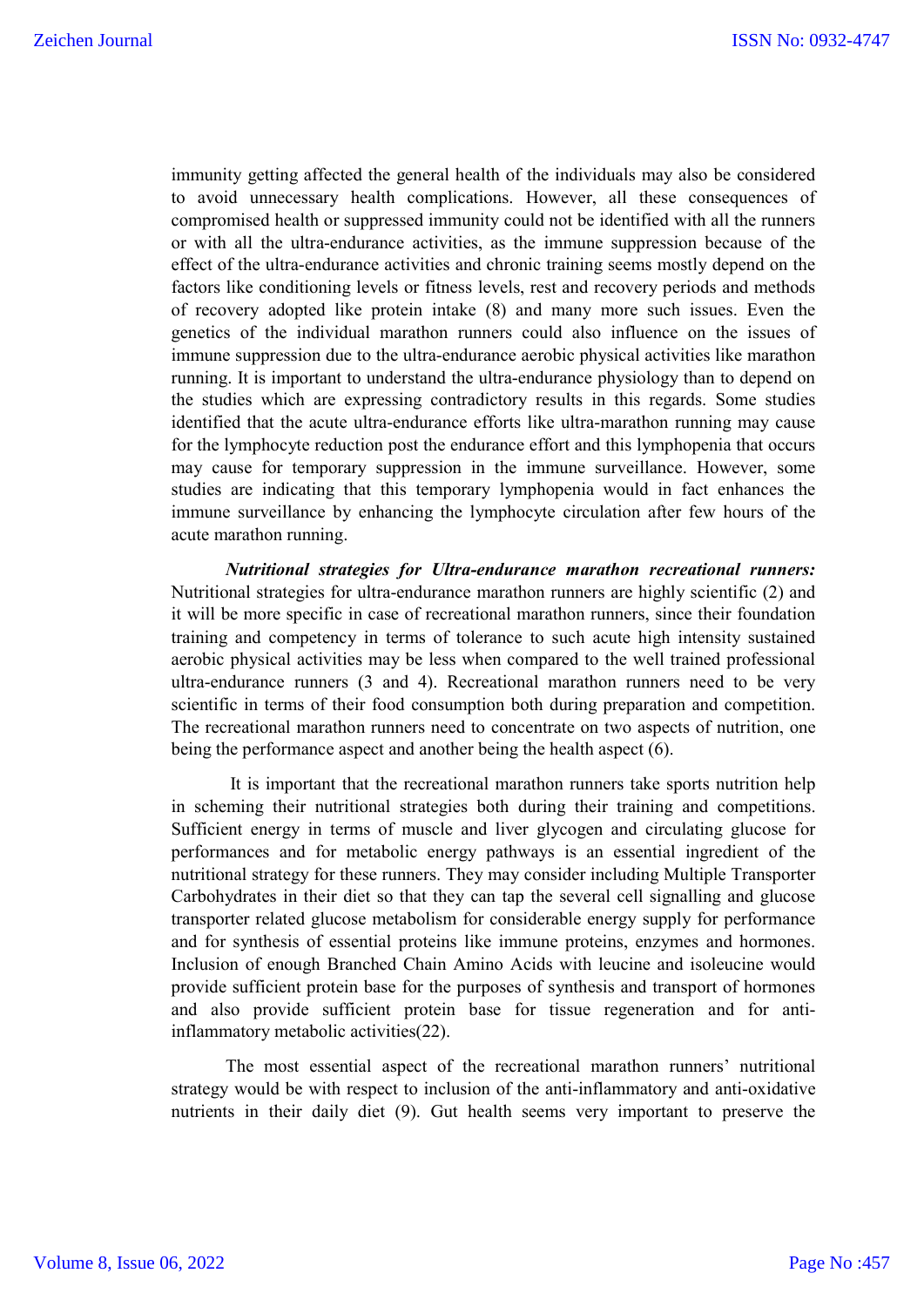immunity getting affected the general health of the individuals may also be considered to avoid unnecessary health complications. However, all these consequences of compromised health or suppressed immunity could not be identified with all the runners or with all the ultra-endurance activities, as the immune suppression because of the effect of the ultra-endurance activities and chronic training seems mostly depend on the factors like conditioning levels or fitness levels, rest and recovery periods and methods of recovery adopted like protein intake (8) and many more such issues. Even the genetics of the individual marathon runners could also influence on the issues of immune suppression due to the ultra-endurance aerobic physical activities like marathon running. It is important to understand the ultra-endurance physiology than to depend on the studies which are expressing contradictory results in this regards. Some studies identified that the acute ultra-endurance efforts like ultra-marathon running may cause for the lymphocyte reduction post the endurance effort and this lymphopenia that occurs may cause for temporary suppression in the immune surveillance. However, some studies are indicating that this temporary lymphopenia would in fact enhances the immune surveillance by enhancing the lymphocyte circulation after few hours of the acute marathon running.

***Nutritional strategies for Ultra-endurance marathon recreational runners:*** Nutritional strategies for ultra-endurance marathon runners are highly scientific (2) and it will be more specific in case of recreational marathon runners, since their foundation training and competency in terms of tolerance to such acute high intensity sustained aerobic physical activities may be less when compared to the well trained professional ultra-endurance runners (3 and 4). Recreational marathon runners need to be very scientific in terms of their food consumption both during preparation and competition. The recreational marathon runners need to concentrate on two aspects of nutrition, one being the performance aspect and another being the health aspect (6).

It is important that the recreational marathon runners take sports nutrition help in scheming their nutritional strategies both during their training and competitions. Sufficient energy in terms of muscle and liver glycogen and circulating glucose for performances and for metabolic energy pathways is an essential ingredient of the nutritional strategy for these runners. They may consider including Multiple Transporter Carbohydrates in their diet so that they can tap the several cell signalling and glucose transporter related glucose metabolism for considerable energy supply for performance and for synthesis of essential proteins like immune proteins, enzymes and hormones. Inclusion of enough Branched Chain Amino Acids with leucine and isoleucine would provide sufficient protein base for the purposes of synthesis and transport of hormones and also provide sufficient protein base for tissue regeneration and for anti-inflammatory metabolic activities(22).

The most essential aspect of the recreational marathon runners' nutritional strategy would be with respect to inclusion of the anti-inflammatory and anti-oxidative nutrients in their daily diet (9). Gut health seems very important to preserve the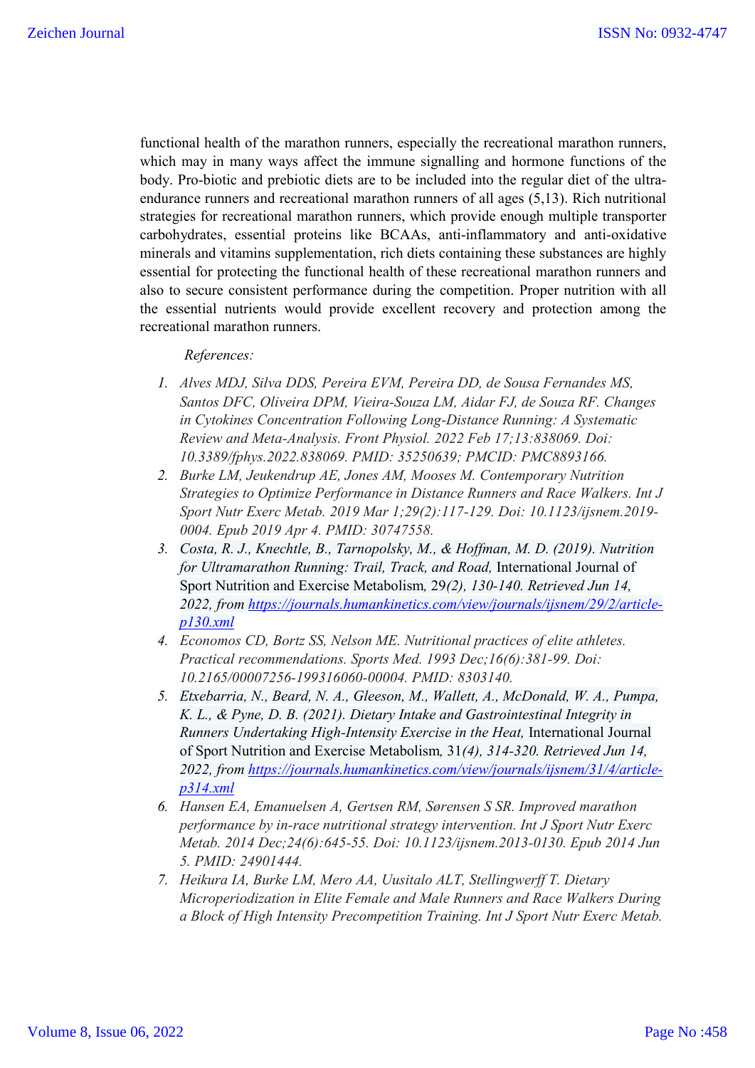functional health of the marathon runners, especially the recreational marathon runners, which may in many ways affect the immune signalling and hormone functions of the body. Pro-biotic and prebiotic diets are to be included into the regular diet of the ultra-endurance runners and recreational marathon runners of all ages (5,13). Rich nutritional strategies for recreational marathon runners, which provide enough multiple transporter carbohydrates, essential proteins like BCAAs, anti-inflammatory and anti-oxidative minerals and vitamins supplementation, rich diets containing these substances are highly essential for protecting the functional health of these recreational marathon runners and also to secure consistent performance during the competition. Proper nutrition with all the essential nutrients would provide excellent recovery and protection among the recreational marathon runners.

*References:*

1. *Alves MDJ, Silva DDS, Pereira EVM, Pereira DD, de Sousa Fernandes MS, Santos DFC, Oliveira DPM, Vieira-Souza LM, Aidar FJ, de Souza RF. Changes in Cytokines Concentration Following Long-Distance Running: A Systematic Review and Meta-Analysis. Front Physiol. 2022 Feb 17;13:838069. Doi: 10.3389/fphys.2022.838069. PMID: 35250639; PMCID: PMC8893166.*
2. *Burke LM, Jeukendrup AE, Jones AM, Mooses M. Contemporary Nutrition Strategies to Optimize Performance in Distance Runners and Race Walkers. Int J Sport Nutr Exerc Metab. 2019 Mar 1;29(2):117-129. Doi: 10.1123/ijsnem.2019-0004. Epub 2019 Apr 4. PMID: 30747558.*
3. *Costa, R. J., Knechtle, B., Tarnopolsky, M., & Hoffman, M. D. (2019). Nutrition for Ultramarathon Running: Trail, Track, and Road,* International Journal of Sport Nutrition and Exercise Metabolism*, 29(2), 130-140. Retrieved Jun 14, 2022, from [https://journals.humankinetics.com/view/journals/ijsnem/29/2/article-p130.xml](https://journals.humankinetics.com/view/journals/ijsnem/29/2/article-p130.xml)*
4. *Economos CD, Bortz SS, Nelson ME. Nutritional practices of elite athletes. Practical recommendations. Sports Med. 1993 Dec;16(6):381-99. Doi: 10.2165/00007256-199316060-00004. PMID: 8303140.*
5. *Etxebarria, N., Beard, N. A., Gleeson, M., Wallett, A., McDonald, W. A., Pumpa, K. L., & Pyne, D. B. (2021). Dietary Intake and Gastrointestinal Integrity in Runners Undertaking High-Intensity Exercise in the Heat,* International Journal of Sport Nutrition and Exercise Metabolism*, 31(4), 314-320. Retrieved Jun 14, 2022, from [https://journals.humankinetics.com/view/journals/ijsnem/31/4/article-p314.xml](https://journals.humankinetics.com/view/journals/ijsnem/31/4/article-p314.xml)*
6. *Hansen EA, Emanuelsen A, Gertsen RM, Sørensen S SR. Improved marathon performance by in-race nutritional strategy intervention. Int J Sport Nutr Exerc Metab. 2014 Dec;24(6):645-55. Doi: 10.1123/ijsnem.2013-0130. Epub 2014 Jun 5. PMID: 24901444.*
7. *Heikura IA, Burke LM, Mero AA, Uusitalo ALT, Stellingwerff T. Dietary Microperiodization in Elite Female and Male Runners and Race Walkers During a Block of High Intensity Precompetition Training. Int J Sport Nutr Exerc Metab.*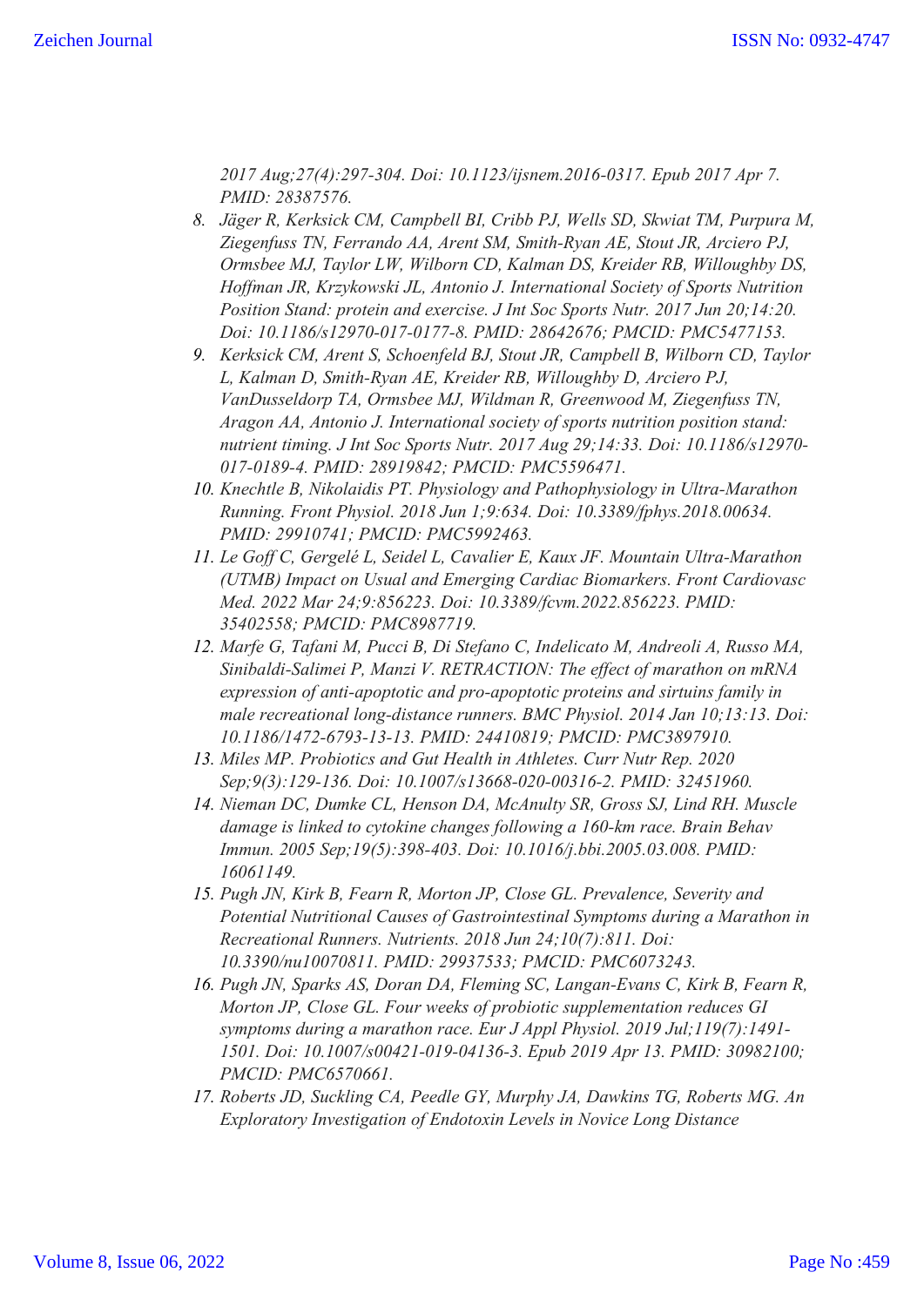*2017 Aug;27(4):297-304. Doi: 10.1123/ijsnem.2016-0317. Epub 2017 Apr 7. PMID: 28387576.*

8. *Jäger R, Kerksick CM, Campbell BI, Cribb PJ, Wells SD, Skwiat TM, Purpura M, Ziegenfuss TN, Ferrando AA, Arent SM, Smith-Ryan AE, Stout JR, Arciero PJ, Ormsbee MJ, Taylor LW, Wilborn CD, Kalman DS, Kreider RB, Willoughby DS, Hoffman JR, Krzykowski JL, Antonio J. International Society of Sports Nutrition Position Stand: protein and exercise. J Int Soc Sports Nutr. 2017 Jun 20;14:20. Doi: 10.1186/s12970-017-0177-8. PMID: 28642676; PMCID: PMC5477153.*
9. *Kerksick CM, Arent S, Schoenfeld BJ, Stout JR, Campbell B, Wilborn CD, Taylor L, Kalman D, Smith-Ryan AE, Kreider RB, Willoughby D, Arciero PJ, VanDusseldorp TA, Ormsbee MJ, Wildman R, Greenwood M, Ziegenfuss TN, Aragon AA, Antonio J. International society of sports nutrition position stand: nutrient timing. J Int Soc Sports Nutr. 2017 Aug 29;14:33. Doi: 10.1186/s12970-017-0189-4. PMID: 28919842; PMCID: PMC5596471.*
10. *Knechtle B, Nikolaidis PT. Physiology and Pathophysiology in Ultra-Marathon Running. Front Physiol. 2018 Jun 1;9:634. Doi: 10.3389/fphys.2018.00634. PMID: 29910741; PMCID: PMC5992463.*
11. *Le Goff C, Gergelé L, Seidel L, Cavalier E, Kaux JF. Mountain Ultra-Marathon (UTMB) Impact on Usual and Emerging Cardiac Biomarkers. Front Cardiovasc Med. 2022 Mar 24;9:856223. Doi: 10.3389/fcvm.2022.856223. PMID: 35402558; PMCID: PMC8987719.*
12. *Marfe G, Tafani M, Pucci B, Di Stefano C, Indelicato M, Andreoli A, Russo MA, Sinibaldi-Salimei P, Manzi V. RETRACTION: The effect of marathon on mRNA expression of anti-apoptotic and pro-apoptotic proteins and sirtuins family in male recreational long-distance runners. BMC Physiol. 2014 Jan 10;13:13. Doi: 10.1186/1472-6793-13-13. PMID: 24410819; PMCID: PMC3897910.*
13. *Miles MP. Probiotics and Gut Health in Athletes. Curr Nutr Rep. 2020 Sep;9(3):129-136. Doi: 10.1007/s13668-020-00316-2. PMID: 32451960.*
14. *Nieman DC, Dumke CL, Henson DA, McAnulty SR, Gross SJ, Lind RH. Muscle damage is linked to cytokine changes following a 160-km race. Brain Behav Immun. 2005 Sep;19(5):398-403. Doi: 10.1016/j.bbi.2005.03.008. PMID: 16061149.*
15. *Pugh JN, Kirk B, Fearn R, Morton JP, Close GL. Prevalence, Severity and Potential Nutritional Causes of Gastrointestinal Symptoms during a Marathon in Recreational Runners. Nutrients. 2018 Jun 24;10(7):811. Doi: 10.3390/nu10070811. PMID: 29937533; PMCID: PMC6073243.*
16. *Pugh JN, Sparks AS, Doran DA, Fleming SC, Langan-Evans C, Kirk B, Fearn R, Morton JP, Close GL. Four weeks of probiotic supplementation reduces GI symptoms during a marathon race. Eur J Appl Physiol. 2019 Jul;119(7):1491-1501. Doi: 10.1007/s00421-019-04136-3. Epub 2019 Apr 13. PMID: 30982100; PMCID: PMC6570661.*
17. *Roberts JD, Suckling CA, Peedle GY, Murphy JA, Dawkins TG, Roberts MG. An Exploratory Investigation of Endotoxin Levels in Novice Long Distance*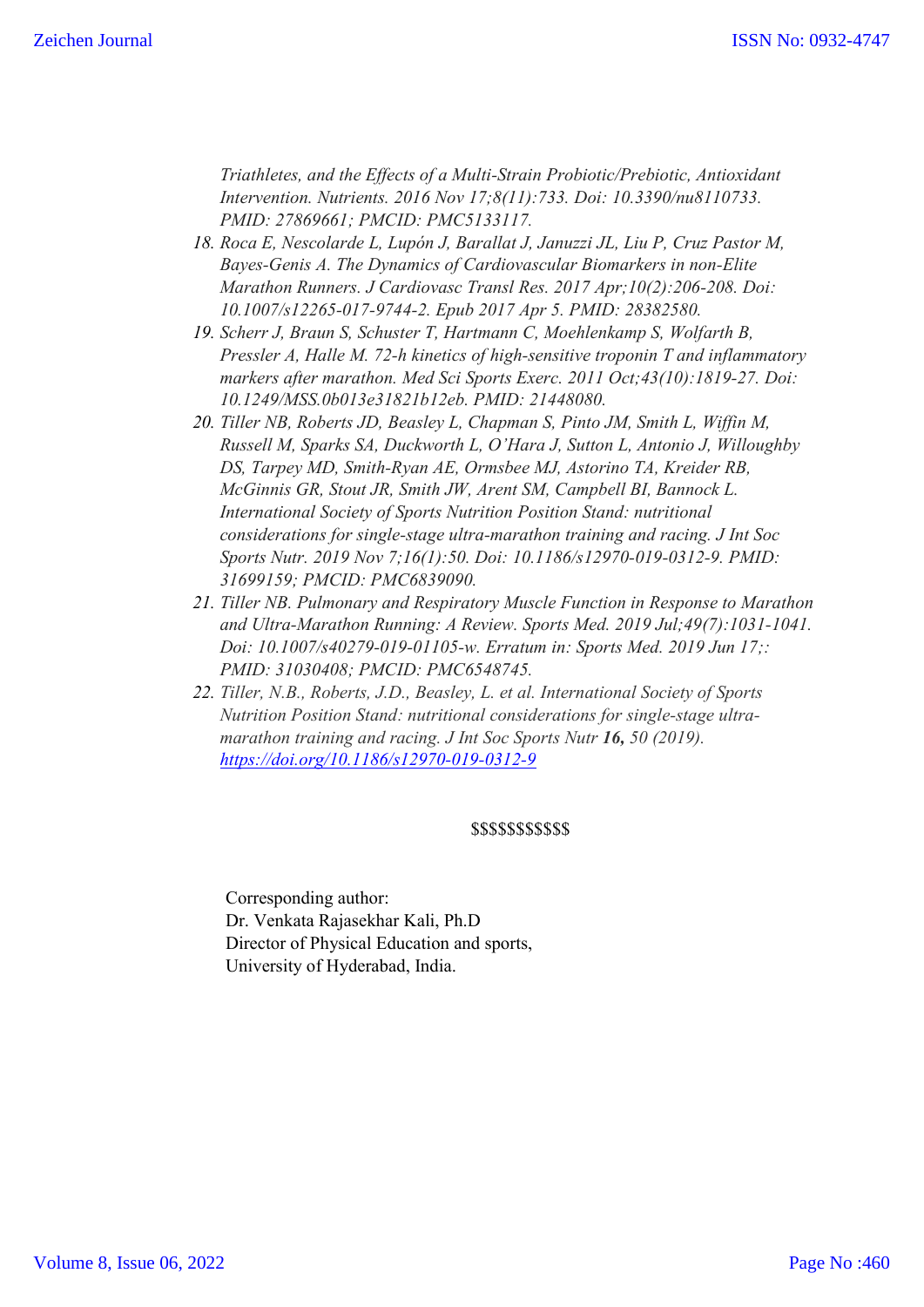*Triathletes, and the Effects of a Multi-Strain Probiotic/Prebiotic, Antioxidant Intervention. Nutrients. 2016 Nov 17;8(11):733. Doi: 10.3390/nu8110733. PMID: 27869661; PMCID: PMC5133117.*

18. *Roca E, Nescolarde L, Lupón J, Barallat J, Januzzi JL, Liu P, Cruz Pastor M, Bayes-Genis A. The Dynamics of Cardiovascular Biomarkers in non-Elite Marathon Runners. J Cardiovasc Transl Res. 2017 Apr;10(2):206-208. Doi: 10.1007/s12265-017-9744-2. Epub 2017 Apr 5. PMID: 28382580.*
19. *Scherr J, Braun S, Schuster T, Hartmann C, Moehlenkamp S, Wolfarth B, Pressler A, Halle M. 72-h kinetics of high-sensitive troponin T and inflammatory markers after marathon. Med Sci Sports Exerc. 2011 Oct;43(10):1819-27. Doi: 10.1249/MSS.0b013e31821b12eb. PMID: 21448080.*
20. *Tiller NB, Roberts JD, Beasley L, Chapman S, Pinto JM, Smith L, Wiffin M, Russell M, Sparks SA, Duckworth L, O'Hara J, Sutton L, Antonio J, Willoughby DS, Tarpey MD, Smith-Ryan AE, Ormsbee MJ, Astorino TA, Kreider RB, McGinnis GR, Stout JR, Smith JW, Arent SM, Campbell BI, Bannock L. International Society of Sports Nutrition Position Stand: nutritional considerations for single-stage ultra-marathon training and racing. J Int Soc Sports Nutr. 2019 Nov 7;16(1):50. Doi: 10.1186/s12970-019-0312-9. PMID: 31699159; PMCID: PMC6839090.*
21. *Tiller NB. Pulmonary and Respiratory Muscle Function in Response to Marathon and Ultra-Marathon Running: A Review. Sports Med. 2019 Jul;49(7):1031-1041. Doi: 10.1007/s40279-019-01105-w. Erratum in: Sports Med. 2019 Jun 17;: PMID: 31030408; PMCID: PMC6548745.*
22. *Tiller, N.B., Roberts, J.D., Beasley, L. et al. International Society of Sports Nutrition Position Stand: nutritional considerations for single-stage ultra-marathon training and racing. J Int Soc Sports Nutr **16,** 50 (2019). [https://doi.org/10.1186/s12970-019-0312-9](https://doi.org/10.1186/s12970-019-0312-9)*

$$$$$$$$$$$

Corresponding author:
Dr. Venkata Rajasekhar Kali, Ph.D
Director of Physical Education and sports,
University of Hyderabad, India.